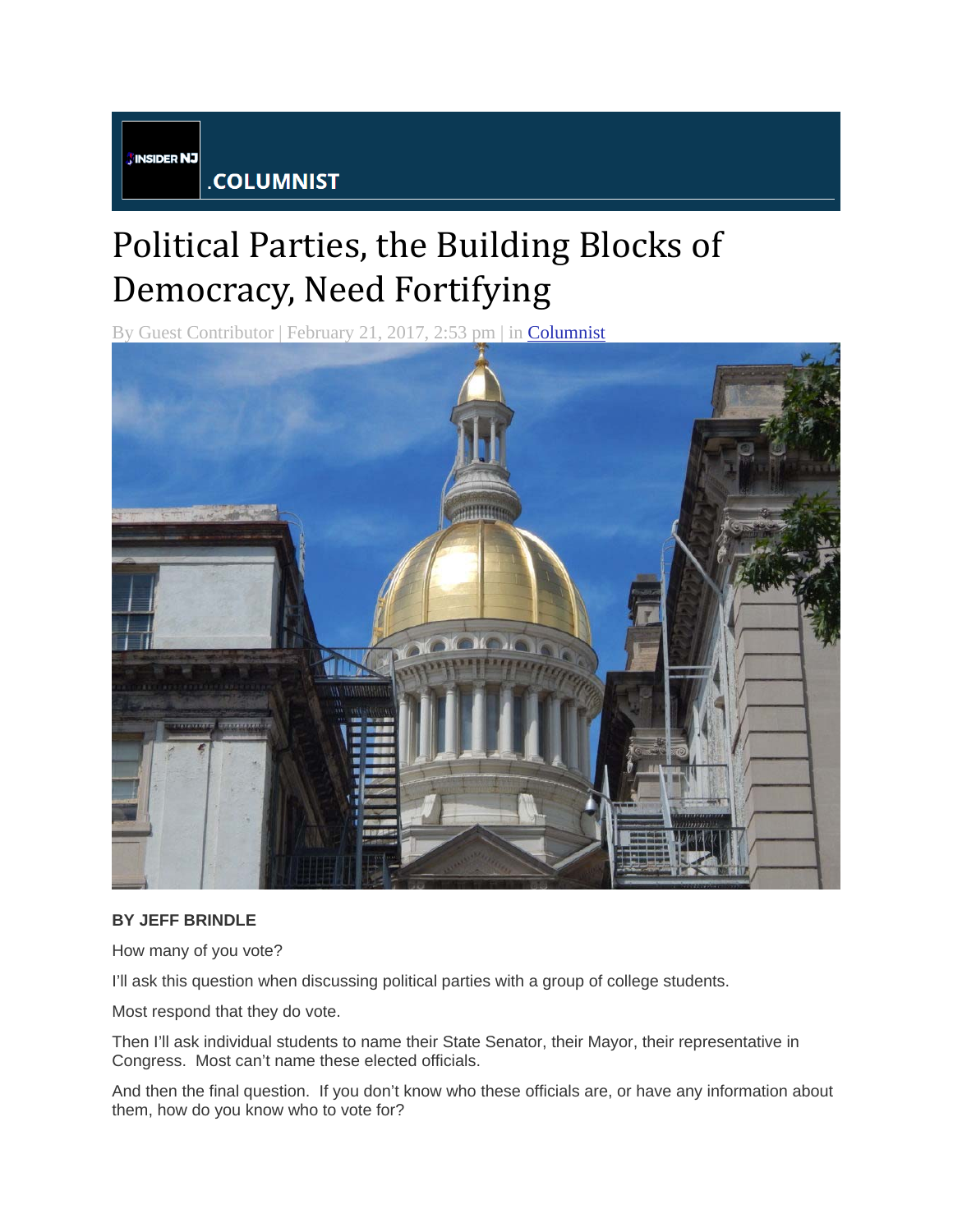INSIDER NJ .COLUMNIST

# Political Parties, the Building Blocks of Democracy, Need Fortifying

By Guest Contributor | February 21, 2017, 2:53 pm | in Columnist

**BY JEFF BRINDLE**

How many of you vote?

I'll ask this question when discussing political parties with a group of college students.

Most respond that they do vote.

Then I'll ask individual students to name their State Senator, their Mayor, their representative in Congress. Most can't name these elected officials.

And then the final question. If you don't know who these officials are, or have any information about them, how do you know who to vote for?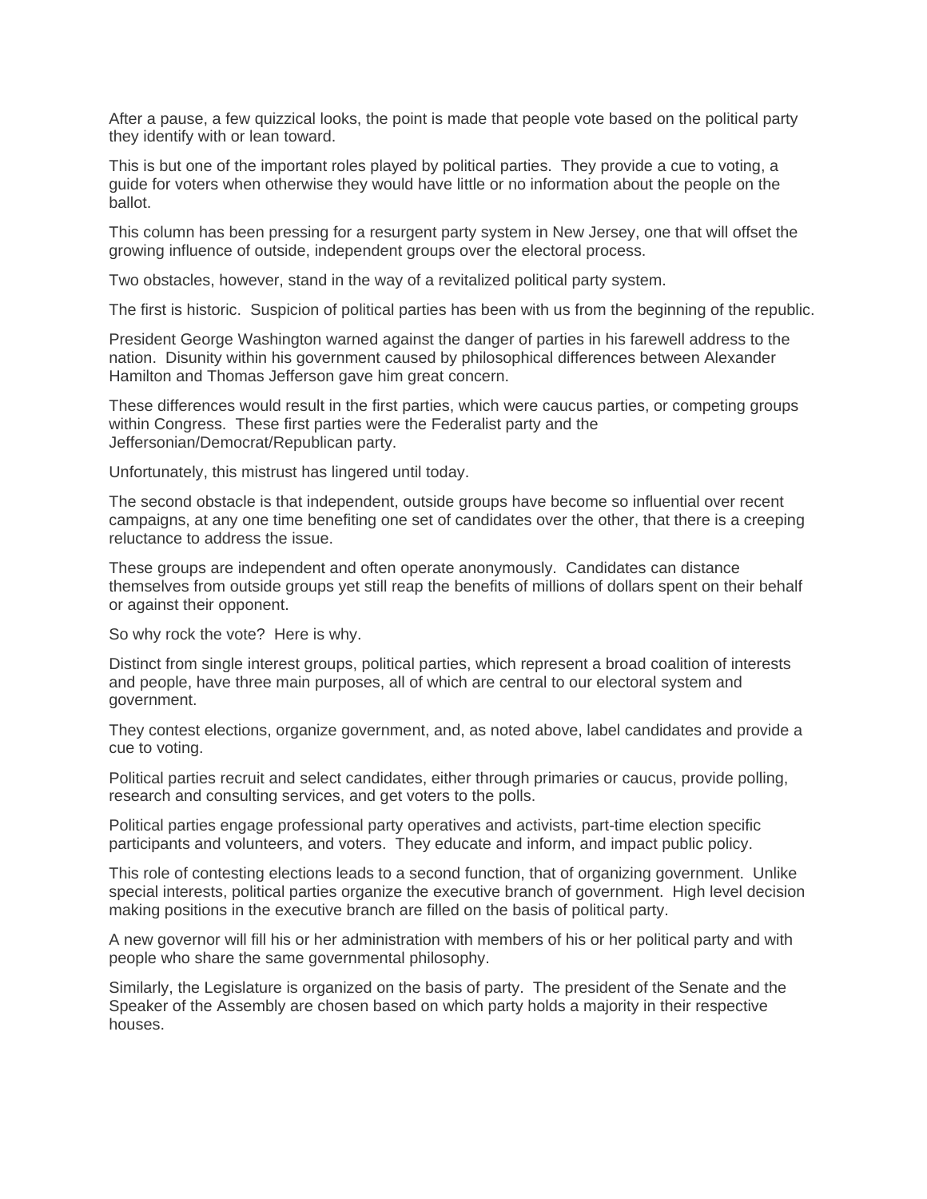After a pause, a few quizzical looks, the point is made that people vote based on the political party they identify with or lean toward.

This is but one of the important roles played by political parties. They provide a cue to voting, a guide for voters when otherwise they would have little or no information about the people on the ballot.

This column has been pressing for a resurgent party system in New Jersey, one that will offset the growing influence of outside, independent groups over the electoral process.

Two obstacles, however, stand in the way of a revitalized political party system.

The first is historic. Suspicion of political parties has been with us from the beginning of the republic.

President George Washington warned against the danger of parties in his farewell address to the nation. Disunity within his government caused by philosophical differences between Alexander Hamilton and Thomas Jefferson gave him great concern.

These differences would result in the first parties, which were caucus parties, or competing groups within Congress. These first parties were the Federalist party and the Jeffersonian/Democrat/Republican party.

Unfortunately, this mistrust has lingered until today.

The second obstacle is that independent, outside groups have become so influential over recent campaigns, at any one time benefiting one set of candidates over the other, that there is a creeping reluctance to address the issue.

These groups are independent and often operate anonymously. Candidates can distance themselves from outside groups yet still reap the benefits of millions of dollars spent on their behalf or against their opponent.

So why rock the vote? Here is why.

Distinct from single interest groups, political parties, which represent a broad coalition of interests and people, have three main purposes, all of which are central to our electoral system and government.

They contest elections, organize government, and, as noted above, label candidates and provide a cue to voting.

Political parties recruit and select candidates, either through primaries or caucus, provide polling, research and consulting services, and get voters to the polls.

Political parties engage professional party operatives and activists, part-time election specific participants and volunteers, and voters. They educate and inform, and impact public policy.

This role of contesting elections leads to a second function, that of organizing government. Unlike special interests, political parties organize the executive branch of government. High level decision making positions in the executive branch are filled on the basis of political party.

A new governor will fill his or her administration with members of his or her political party and with people who share the same governmental philosophy.

Similarly, the Legislature is organized on the basis of party. The president of the Senate and the Speaker of the Assembly are chosen based on which party holds a majority in their respective houses.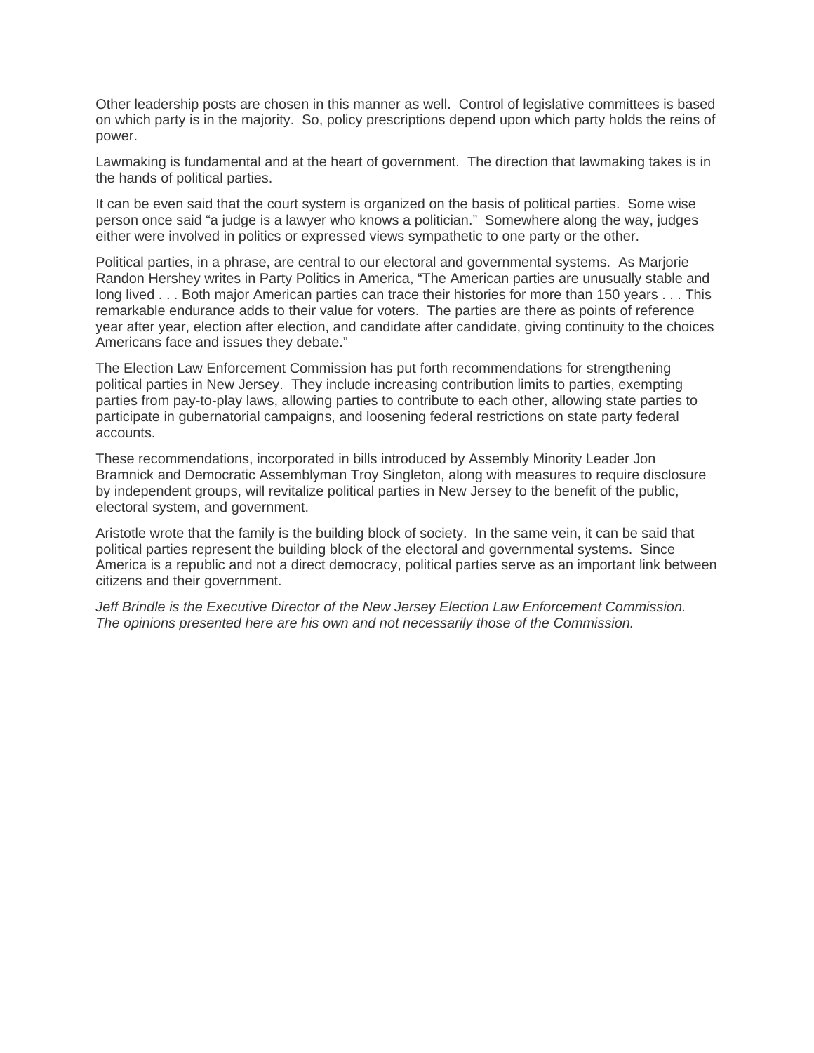Other leadership posts are chosen in this manner as well. Control of legislative committees is based on which party is in the majority. So, policy prescriptions depend upon which party holds the reins of power.

Lawmaking is fundamental and at the heart of government. The direction that lawmaking takes is in the hands of political parties.

It can be even said that the court system is organized on the basis of political parties. Some wise person once said "a judge is a lawyer who knows a politician." Somewhere along the way, judges either were involved in politics or expressed views sympathetic to one party or the other.

Political parties, in a phrase, are central to our electoral and governmental systems. As Marjorie Randon Hershey writes in Party Politics in America, "The American parties are unusually stable and long lived . . . Both major American parties can trace their histories for more than 150 years . . . This remarkable endurance adds to their value for voters. The parties are there as points of reference year after year, election after election, and candidate after candidate, giving continuity to the choices Americans face and issues they debate."

The Election Law Enforcement Commission has put forth recommendations for strengthening political parties in New Jersey. They include increasing contribution limits to parties, exempting parties from pay-to-play laws, allowing parties to contribute to each other, allowing state parties to participate in gubernatorial campaigns, and loosening federal restrictions on state party federal accounts.

These recommendations, incorporated in bills introduced by Assembly Minority Leader Jon Bramnick and Democratic Assemblyman Troy Singleton, along with measures to require disclosure by independent groups, will revitalize political parties in New Jersey to the benefit of the public, electoral system, and government.

Aristotle wrote that the family is the building block of society. In the same vein, it can be said that political parties represent the building block of the electoral and governmental systems. Since America is a republic and not a direct democracy, political parties serve as an important link between citizens and their government.

*Jeff Brindle is the Executive Director of the New Jersey Election Law Enforcement Commission. The opinions presented here are his own and not necessarily those of the Commission.*